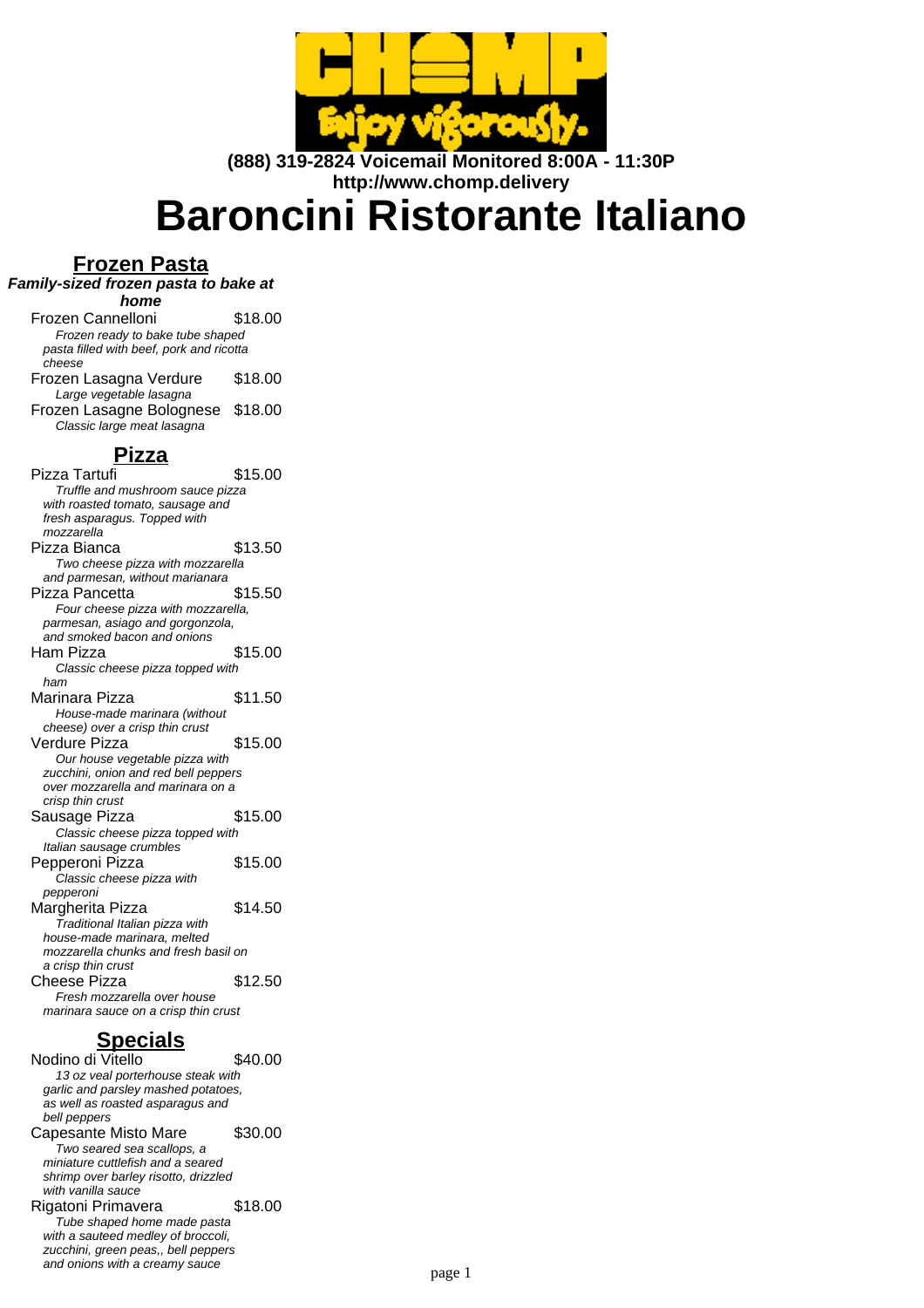**(888) 319-2824 Voicemail Monitored 8:00A - 11:30P**
**http://www.chomp.delivery**

# Baroncini Ristorante Italiano

## Frozen Pasta

***Family-sized frozen pasta to bake at home***

Frozen Cannelloni $18.00
*Frozen ready to bake tube shaped pasta filled with beef, pork and ricotta cheese*

Frozen Lasagna Verdure $18.00
*Large vegetable lasagna*

Frozen Lasagne Bolognese $18.00
*Classic large meat lasagna*

## Pizza

Pizza Tartufi $15.00
*Truffle and mushroom sauce pizza with roasted tomato, sausage and fresh asparagus. Topped with mozzarella*

Pizza Bianca $13.50
*Two cheese pizza with mozzarella and parmesan, without marianara*

Pizza Pancetta $15.50
*Four cheese pizza with mozzarella, parmesan, asiago and gorgonzola, and smoked bacon and onions*

Ham Pizza $15.00
*Classic cheese pizza topped with ham*

Marinara Pizza $11.50
*House-made marinara (without cheese) over a crisp thin crust*

Verdure Pizza $15.00
*Our house vegetable pizza with zucchini, onion and red bell peppers over mozzarella and marinara on a crisp thin crust*

Sausage Pizza $15.00
*Classic cheese pizza topped with Italian sausage crumbles*

Pepperoni Pizza $15.00
*Classic cheese pizza with pepperoni*

Margherita Pizza $14.50
*Traditional Italian pizza with house-made marinara, melted mozzarella chunks and fresh basil on a crisp thin crust*

Cheese Pizza $12.50
*Fresh mozzarella over house marinara sauce on a crisp thin crust*

## Specials

Nodino di Vitello $40.00
*13 oz veal porterhouse steak with garlic and parsley mashed potatoes, as well as roasted asparagus and bell peppers*

Capesante Misto Mare $30.00
*Two seared sea scallops, a miniature cuttlefish and a seared shrimp over barley risotto, drizzled with vanilla sauce*

Rigatoni Primavera $18.00
*Tube shaped home made pasta with a sauteed medley of broccoli, zucchini, green peas,, bell peppers and onions with a creamy sauce*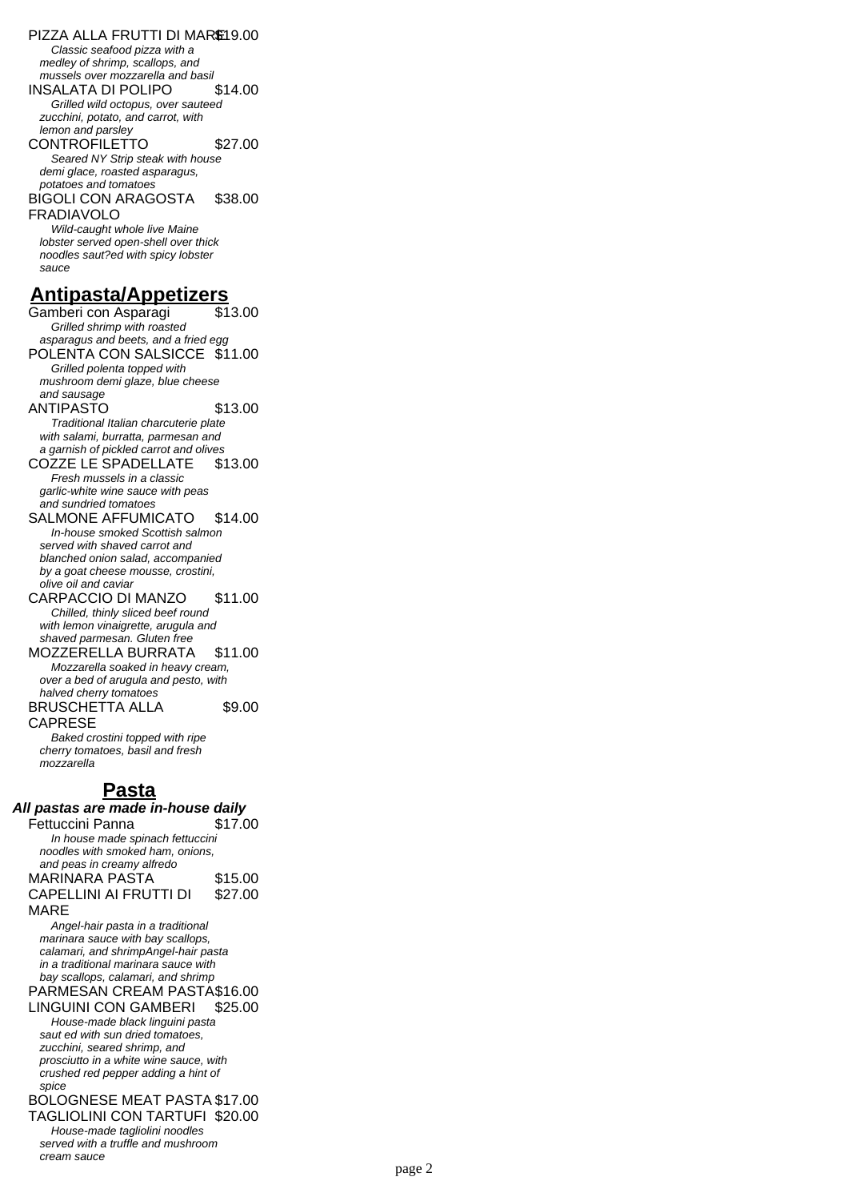PIZZA ALLA FRUTTI DI MARE $19.00
*Classic seafood pizza with a medley of shrimp, scallops, and mussels over mozzarella and basil*

INSALATA DI POLIPO $14.00
*Grilled wild octopus, over sauteed zucchini, potato, and carrot, with lemon and parsley*

CONTROFILETTO $27.00
*Seared NY Strip steak with house demi glace, roasted asparagus, potatoes and tomatoes*

BIGOLI CON ARAGOSTA FRADIAVOLO $38.00
*Wild-caught whole live Maine lobster served open-shell over thick noodles saut?ed with spicy lobster sauce*

## Antipasta/Appetizers

Gamberi con Asparagi $13.00
*Grilled shrimp with roasted asparagus and beets, and a fried egg*

POLENTA CON SALSICCE $11.00
*Grilled polenta topped with mushroom demi glaze, blue cheese and sausage*

ANTIPASTO $13.00
*Traditional Italian charcuterie plate with salami, burratta, parmesan and a garnish of pickled carrot and olives*

COZZE LE SPADELLATE $13.00
*Fresh mussels in a classic garlic-white wine sauce with peas and sundried tomatoes*

SALMONE AFFUMICATO $14.00
*In-house smoked Scottish salmon served with shaved carrot and blanched onion salad, accompanied by a goat cheese mousse, crostini, olive oil and caviar*

CARPACCIO DI MANZO $11.00
*Chilled, thinly sliced beef round with lemon vinaigrette, arugula and shaved parmesan. Gluten free*

MOZZERELLA BURRATA $11.00
*Mozzarella soaked in heavy cream, over a bed of arugula and pesto, with halved cherry tomatoes*

BRUSCHETTA ALLA CAPRESE $9.00
*Baked crostini topped with ripe cherry tomatoes, basil and fresh mozzarella*

## Pasta

***All pastas are made in-house daily***

Fettuccini Panna $17.00
*In house made spinach fettuccini noodles with smoked ham, onions, and peas in creamy alfredo*

MARINARA PASTA $15.00

CAPELLINI AI FRUTTI DI MARE $27.00
*Angel-hair pasta in a traditional marinara sauce with bay scallops, calamari, and shrimpAngel-hair pasta in a traditional marinara sauce with bay scallops, calamari, and shrimp*

PARMESAN CREAM PASTA $16.00

LINGUINI CON GAMBERI $25.00
*House-made black linguini pasta saut ed with sun dried tomatoes, zucchini, seared shrimp, and prosciutto in a white wine sauce, with crushed red pepper adding a hint of spice*

BOLOGNESE MEAT PASTA $17.00

TAGLIOLINI CON TARTUFI $20.00
*House-made tagliolini noodles served with a truffle and mushroom cream sauce*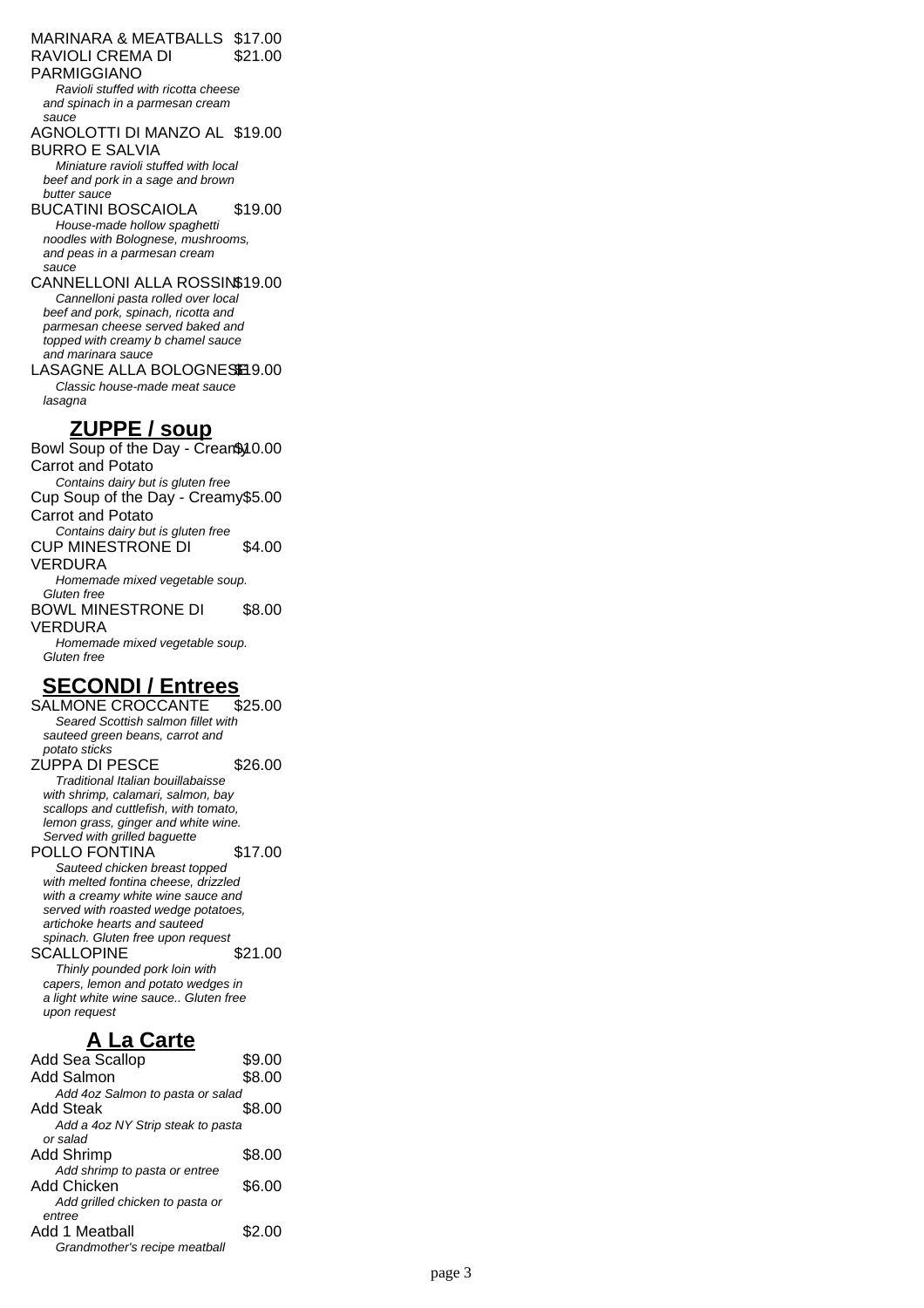MARINARA & MEATBALLS $17.00

RAVIOLI CREMA DI PARMIGGIANO $21.00
*Ravioli stuffed with ricotta cheese and spinach in a parmesan cream sauce*

AGNOLOTTI DI MANZO AL BURRO E SALVIA $19.00
*Miniature ravioli stuffed with local beef and pork in a sage and brown butter sauce*

BUCATINI BOSCAIOLA $19.00
*House-made hollow spaghetti noodles with Bolognese, mushrooms, and peas in a parmesan cream sauce*

CANNELLONI ALLA ROSSINI $19.00
*Cannelloni pasta rolled over local beef and pork, spinach, ricotta and parmesan cheese served baked and topped with creamy b chamel sauce and marinara sauce*

LASAGNE ALLA BOLOGNESE $19.00
*Classic house-made meat sauce lasagna*

## ZUPPE / soup

Bowl Soup of the Day - Creamy Carrot and Potato $10.00
*Contains dairy but is gluten free*

Cup Soup of the Day - Creamy Carrot and Potato $5.00
*Contains dairy but is gluten free*

CUP MINESTRONE DI VERDURA $4.00
*Homemade mixed vegetable soup. Gluten free*

BOWL MINESTRONE DI VERDURA $8.00
*Homemade mixed vegetable soup. Gluten free*

## SECONDI / Entrees

SALMONE CROCCANTE $25.00
*Seared Scottish salmon fillet with sauteed green beans, carrot and potato sticks*

ZUPPA DI PESCE $26.00
*Traditional Italian bouillabaisse with shrimp, calamari, salmon, bay scallops and cuttlefish, with tomato, lemon grass, ginger and white wine. Served with grilled baguette*

POLLO FONTINA $17.00
*Sauteed chicken breast topped with melted fontina cheese, drizzled with a creamy white wine sauce and served with roasted wedge potatoes, artichoke hearts and sauteed spinach. Gluten free upon request*

SCALLOPINE $21.00
*Thinly pounded pork loin with capers, lemon and potato wedges in a light white wine sauce.. Gluten free upon request*

## A La Carte

Add Sea Scallop $9.00

Add Salmon $8.00
*Add 4oz Salmon to pasta or salad*

Add Steak $8.00
*Add a 4oz NY Strip steak to pasta or salad*

Add Shrimp $8.00
*Add shrimp to pasta or entree*

Add Chicken $6.00
*Add grilled chicken to pasta or entree*

Add 1 Meatball $2.00
*Grandmother's recipe meatball*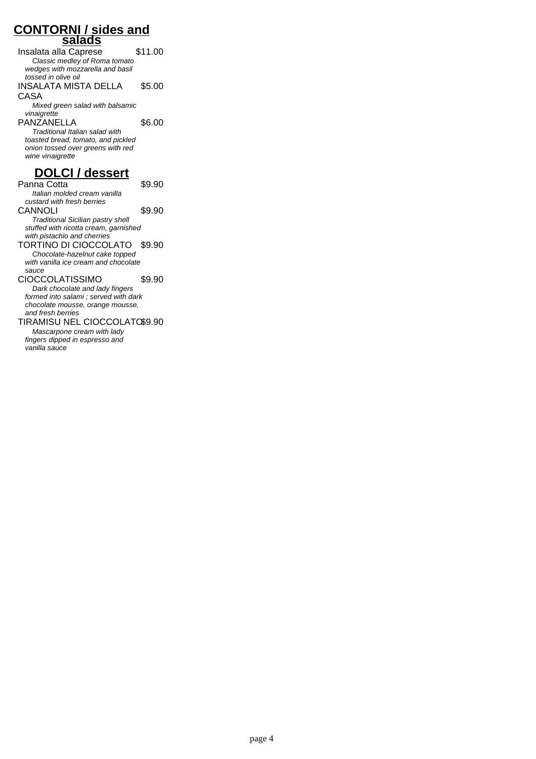## CONTORNI / sides and salads

Insalata alla Caprese $11.00

*Classic medley of Roma tomato wedges with mozzarella and basil tossed in olive oil*

INSALATA MISTA DELLA CASA $5.00

*Mixed green salad with balsamic vinaigrette*

PANZANELLA $6.00

*Traditional Italian salad with toasted bread, tomato, and pickled onion tossed over greens with red wine vinaigrette*

## DOLCI / dessert

Panna Cotta $9.90

*Italian molded cream vanilla custard with fresh berries*

CANNOLI $9.90

*Traditional Sicilian pastry shell stuffed with ricotta cream, garnished with pistachio and cherries*

TORTINO DI CIOCCOLATO $9.90

*Chocolate-hazelnut cake topped with vanilla ice cream and chocolate sauce*

CIOCCOLATISSIMO $9.90

*Dark chocolate and lady fingers formed into salami ; served with dark chocolate mousse, orange mousse, and fresh berries*

TIRAMISU NEL CIOCCOLATO $9.90

*Mascarpone cream with lady fingers dipped in espresso and vanilla sauce*